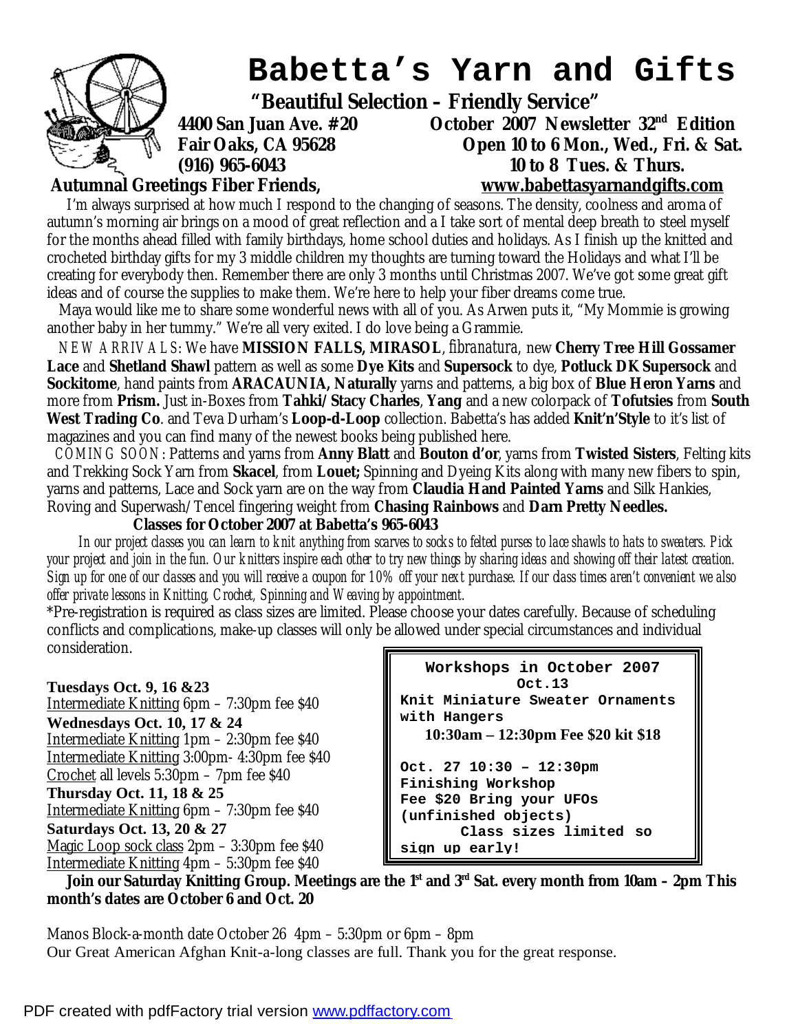# Babetta's Yarn and Gifts

**"Beautiful Selection – Friendly Service"**

**4400 San Juan Ave. #20**
**Fair Oaks, CA 95628**
**(916) 965-6043**

**October 2007 Newsletter 32nd Edition**
**Open 10 to 6 Mon., Wed., Fri. & Sat.**
**10 to 8 Tues. & Thurs.**
**www.babettasyarnandgifts.com**

**Autumnal Greetings Fiber Friends,**

I'm always surprised at how much I respond to the changing of seasons. The density, coolness and aroma of autumn's morning air brings on a mood of great reflection and a I take sort of mental deep breath to steel myself for the months ahead filled with family birthdays, home school duties and holidays. As I finish up the knitted and crocheted birthday gifts for my 3 middle children my thoughts are turning toward the Holidays and what I'll be creating for everybody then. Remember there are only 3 months until Christmas 2007. We've got some great gift ideas and of course the supplies to make them. We're here to help your fiber dreams come true.

Maya would like me to share some wonderful news with all of you. As Arwen puts it, "My Mommie is growing another baby in her tummy." We're all very exited. I do love being a Grammie.

*NEW ARRIVALS*: We have **MISSION FALLS, MIRASOL**, *fibranatura*, new **Cherry Tree Hill Gossamer Lace** and **Shetland Shawl** pattern as well as some **Dye Kits** and **Supersock** to dye, **Potluck DK Supersock** and **Sockitome**, hand paints from **ARACAUNIA, Naturally** yarns and patterns, a big box of **Blue Heron Yarns** and more from **Prism.** Just in-Boxes from **Tahki/Stacy Charles**, **Yang** and a new colorpack of **Tofutsies** from **South West Trading Co**. and Teva Durham's **Loop-d-Loop** collection. Babetta's has added **Knit'n'Style** to it's list of magazines and you can find many of the newest books being published here.

*COMING SOON*: Patterns and yarns from **Anny Blatt** and **Bouton d'or**, yarns from **Twisted Sisters**, Felting kits and Trekking Sock Yarn from **Skacel**, from **Louet;** Spinning and Dyeing Kits along with many new fibers to spin, yarns and patterns, Lace and Sock yarn are on the way from **Claudia Hand Painted Yarns** and Silk Hankies, Roving and Superwash/Tencel fingering weight from **Chasing Rainbows** and **Darn Pretty Needles.**

## Classes for October 2007 at Babetta's 965-6043

*In our project classes you can learn to knit anything from scarves to socks to felted purses to lace shawls to hats to sweaters. Pick your project and join in the fun. Our knitters inspire each other to try new things by sharing ideas and showing off their latest creation. Sign up for one of our classes and you will receive a coupon for 10% off your next purchase. If our class times aren't convenient we also offer private lessons in Knitting, Crochet, Spinning and Weaving by appointment.*

*Pre-registration is required as class sizes are limited. Please choose your dates carefully. Because of scheduling conflicts and complications, make-up classes will only be allowed under special circumstances and individual consideration.

**Tuesdays Oct. 9, 16 &23**
Intermediate Knitting 6pm – 7:30pm fee $40

**Wednesdays Oct. 10, 17 & 24**
Intermediate Knitting 1pm – 2:30pm fee $40
Intermediate Knitting 3:00pm- 4:30pm fee $40
Crochet all levels 5:30pm – 7pm fee $40

**Thursday Oct. 11, 18 & 25**
Intermediate Knitting 6pm – 7:30pm fee $40

**Saturdays Oct. 13, 20 & 27**
Magic Loop sock class 2pm – 3:30pm fee $40
Intermediate Knitting 4pm – 5:30pm fee $40

**Workshops in October 2007**

**Oct.13**
**Knit Miniature Sweater Ornaments with Hangers**
**10:30am – 12:30pm Fee $20 kit $18**

**Oct. 27 10:30 – 12:30pm**
**Finishing Workshop**
**Fee $20 Bring your UFOs (unfinished objects)**
**Class sizes limited so sign up early!**

**Join our Saturday Knitting Group. Meetings are the 1st and 3rd Sat. every month from 10am – 2pm This month's dates are October 6 and Oct. 20**

Manos Block-a-month date October 26 4pm – 5:30pm or 6pm – 8pm
Our Great American Afghan Knit-a-long classes are full. Thank you for the great response.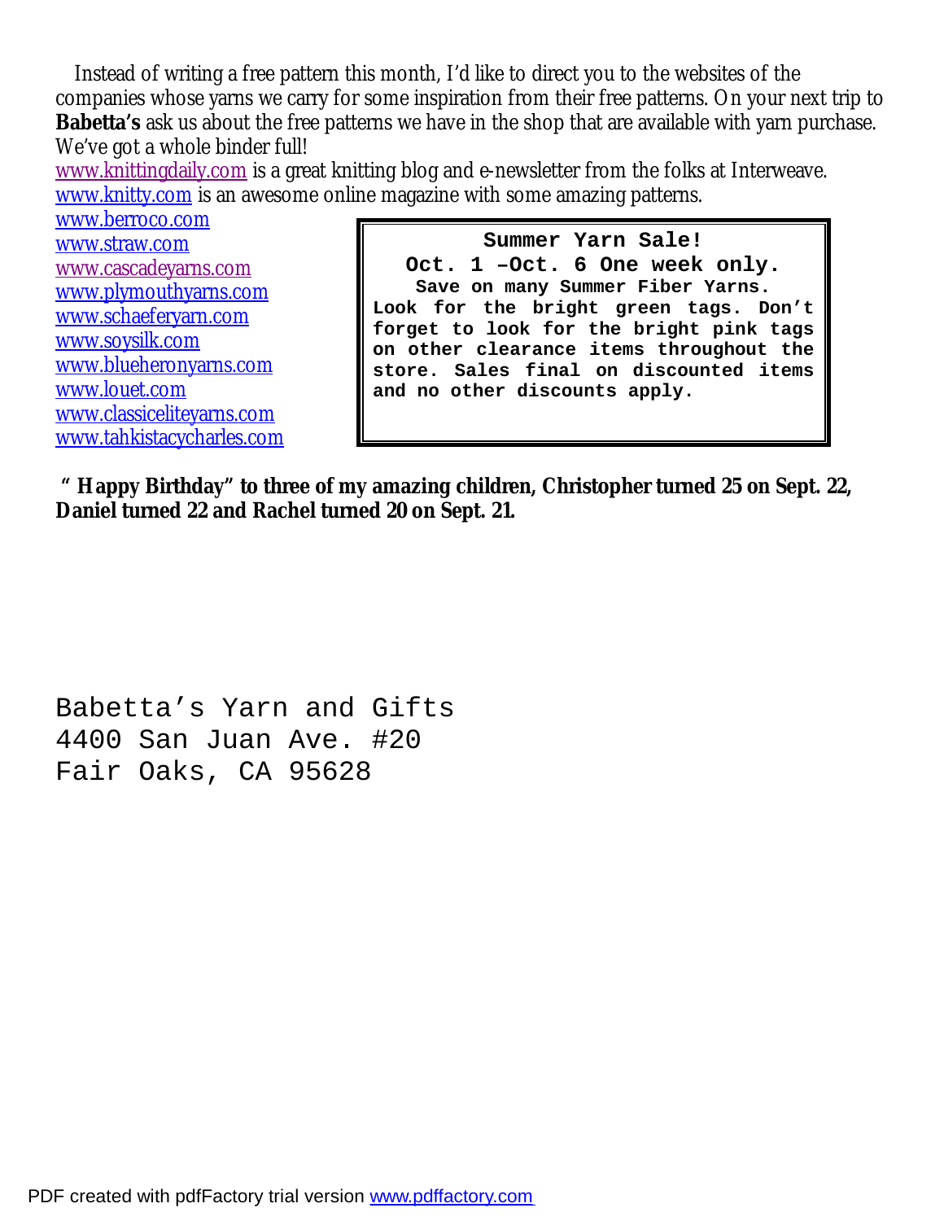Instead of writing a free pattern this month, I'd like to direct you to the websites of the companies whose yarns we carry for some inspiration from their free patterns. On your next trip to **Babetta's** ask us about the free patterns we have in the shop that are available with yarn purchase. We've got a whole binder full!

www.knittingdaily.com is a great knitting blog and e-newsletter from the folks at Interweave.
www.knitty.com is an awesome online magazine with some amazing patterns.

www.berroco.com
www.straw.com
www.cascadeyarns.com
www.plymouthyarns.com
www.schaeferyarn.com
www.soysilk.com
www.blueheronyarns.com
www.louet.com
www.classiceliteyarns.com
www.tahkistacycharles.com

**Summer Yarn Sale!**
**Oct. 1 –Oct. 6 One week only.**
**Save on many Summer Fiber Yarns.**
**Look for the bright green tags. Don't forget to look for the bright pink tags on other clearance items throughout the store. Sales final on discounted items and no other discounts apply.**

**" Happy Birthday" to three of my amazing children, Christopher turned 25 on Sept. 22, Daniel turned 22 and Rachel turned 20 on Sept. 21.**

Babetta's Yarn and Gifts
4400 San Juan Ave. #20
Fair Oaks, CA 95628

PDF created with pdfFactory trial version www.pdffactory.com